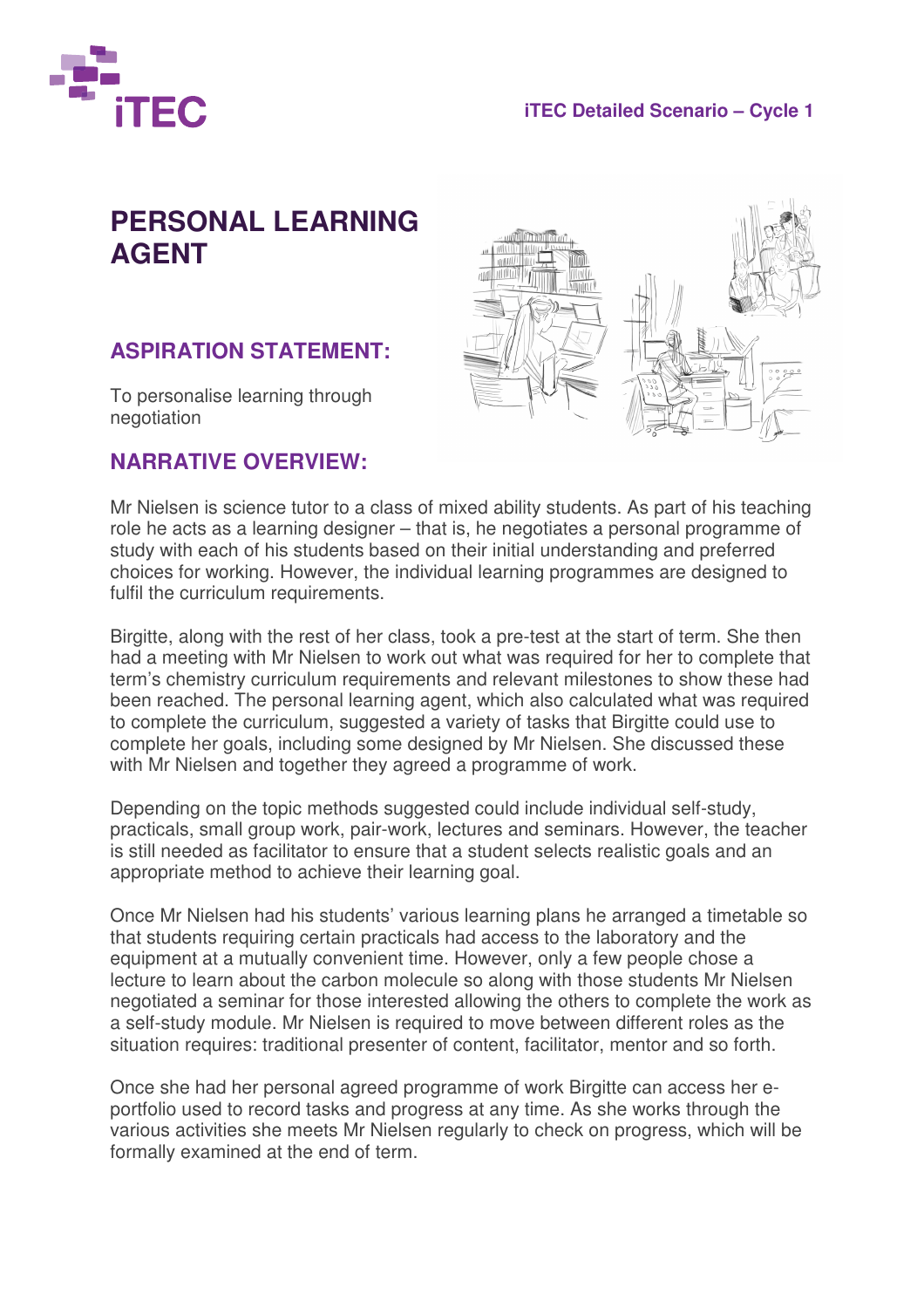# PERSONAL LEARNING AGENT

## ASPIRATION STATEMENT:

To personalise learning through negotiation

## NARRATIVE OVERVIEW:

Mr Nielsen is science tutor to a class of mixed ability students. As part of his teaching role he acts as a learning designer – that is, he negotiates a personal programme of study with each of his students based on their initial understanding and preferred choices for working. However, the individual learning programmes are designed to fulfil the curriculum requirements.

Birgitte, along with the rest of her class, took a pre-test at the start of term. She then had a meeting with Mr Nielsen to work out what was required for her to complete that term's chemistry curriculum requirements and relevant milestones to show these had been reached. The personal learning agent, which also calculated what was required to complete the curriculum, suggested a variety of tasks that Birgitte could use to complete her goals, including some designed by Mr Nielsen. She discussed these with Mr Nielsen and together they agreed a programme of work.

Depending on the topic methods suggested could include individual self-study, practicals, small group work, pair-work, lectures and seminars. However, the teacher is still needed as facilitator to ensure that a student selects realistic goals and an appropriate method to achieve their learning goal.

Once Mr Nielsen had his students' various learning plans he arranged a timetable so that students requiring certain practicals had access to the laboratory and the equipment at a mutually convenient time. However, only a few people chose a lecture to learn about the carbon molecule so along with those students Mr Nielsen negotiated a seminar for those interested allowing the others to complete the work as a self-study module. Mr Nielsen is required to move between different roles as the situation requires: traditional presenter of content, facilitator, mentor and so forth.

Once she had her personal agreed programme of work Birgitte can access her e-portfolio used to record tasks and progress at any time. As she works through the various activities she meets Mr Nielsen regularly to check on progress, which will be formally examined at the end of term.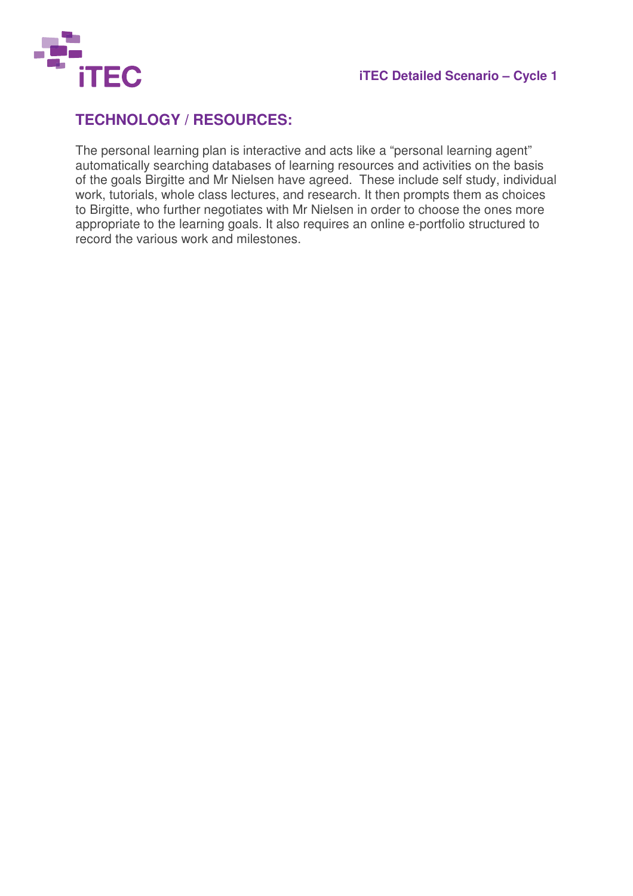## TECHNOLOGY / RESOURCES:

The personal learning plan is interactive and acts like a "personal learning agent" automatically searching databases of learning resources and activities on the basis of the goals Birgitte and Mr Nielsen have agreed. These include self study, individual work, tutorials, whole class lectures, and research. It then prompts them as choices to Birgitte, who further negotiates with Mr Nielsen in order to choose the ones more appropriate to the learning goals. It also requires an online e-portfolio structured to record the various work and milestones.